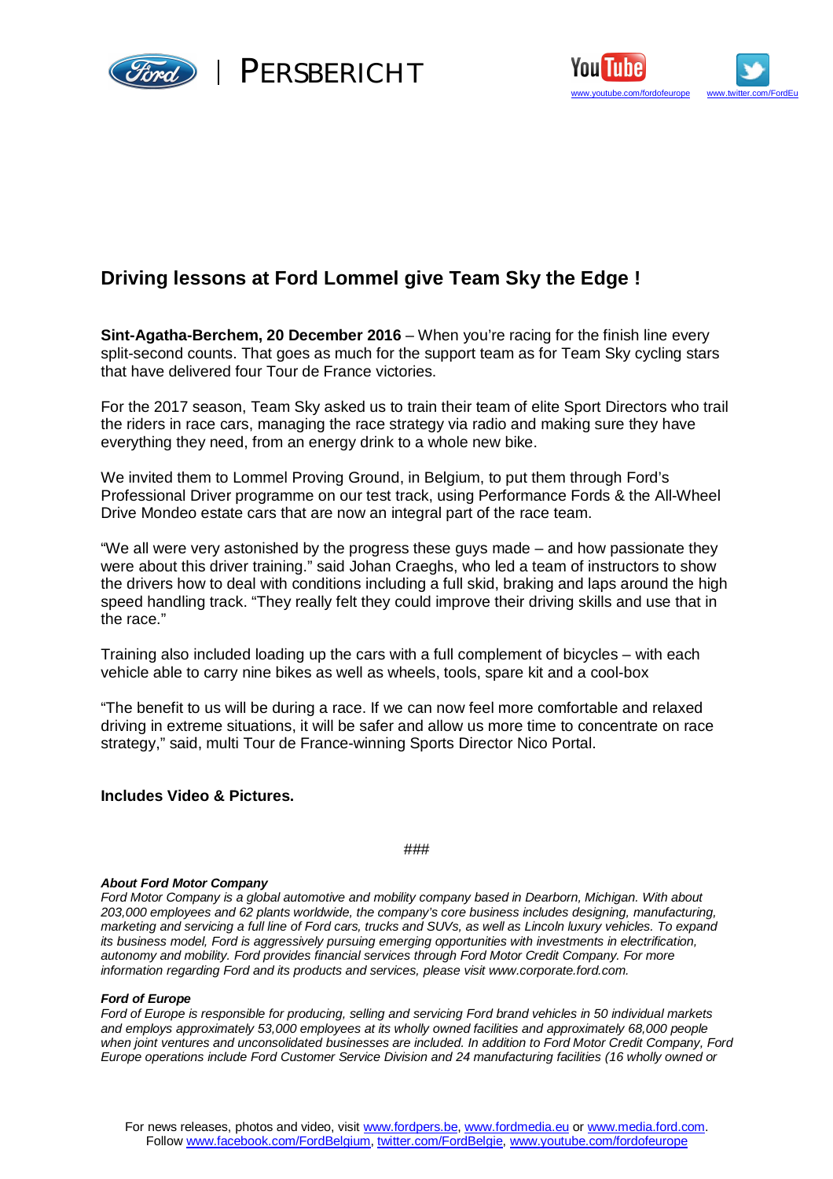PERSBERICHT

www.youtube.com/fordofeurope www.twitter.com/FordEu

# Driving lessons at Ford Lommel give Team Sky the Edge !

**Sint-Agatha-Berchem, 20 December 2016** – When you're racing for the finish line every split-second counts. That goes as much for the support team as for Team Sky cycling stars that have delivered four Tour de France victories.

For the 2017 season, Team Sky asked us to train their team of elite Sport Directors who trail the riders in race cars, managing the race strategy via radio and making sure they have everything they need, from an energy drink to a whole new bike.

We invited them to Lommel Proving Ground, in Belgium, to put them through Ford's Professional Driver programme on our test track, using Performance Fords & the All-Wheel Drive Mondeo estate cars that are now an integral part of the race team.

"We all were very astonished by the progress these guys made – and how passionate they were about this driver training." said Johan Craeghs, who led a team of instructors to show the drivers how to deal with conditions including a full skid, braking and laps around the high speed handling track. "They really felt they could improve their driving skills and use that in the race."

Training also included loading up the cars with a full complement of bicycles – with each vehicle able to carry nine bikes as well as wheels, tools, spare kit and a cool-box

"The benefit to us will be during a race. If we can now feel more comfortable and relaxed driving in extreme situations, it will be safer and allow us more time to concentrate on race strategy," said, multi Tour de France-winning Sports Director Nico Portal.

**Includes Video & Pictures.**

###

***About Ford Motor Company***
*Ford Motor Company is a global automotive and mobility company based in Dearborn, Michigan. With about 203,000 employees and 62 plants worldwide, the company's core business includes designing, manufacturing, marketing and servicing a full line of Ford cars, trucks and SUVs, as well as Lincoln luxury vehicles. To expand its business model, Ford is aggressively pursuing emerging opportunities with investments in electrification, autonomy and mobility. Ford provides financial services through Ford Motor Credit Company. For more information regarding Ford and its products and services, please visit www.corporate.ford.com.*

***Ford of Europe***
*Ford of Europe is responsible for producing, selling and servicing Ford brand vehicles in 50 individual markets and employs approximately 53,000 employees at its wholly owned facilities and approximately 68,000 people when joint ventures and unconsolidated businesses are included. In addition to Ford Motor Credit Company, Ford Europe operations include Ford Customer Service Division and 24 manufacturing facilities (16 wholly owned or*

For news releases, photos and video, visit www.fordpers.be, www.fordmedia.eu or www.media.ford.com.
Follow www.facebook.com/FordBelgium, twitter.com/FordBelgie, www.youtube.com/fordofeurope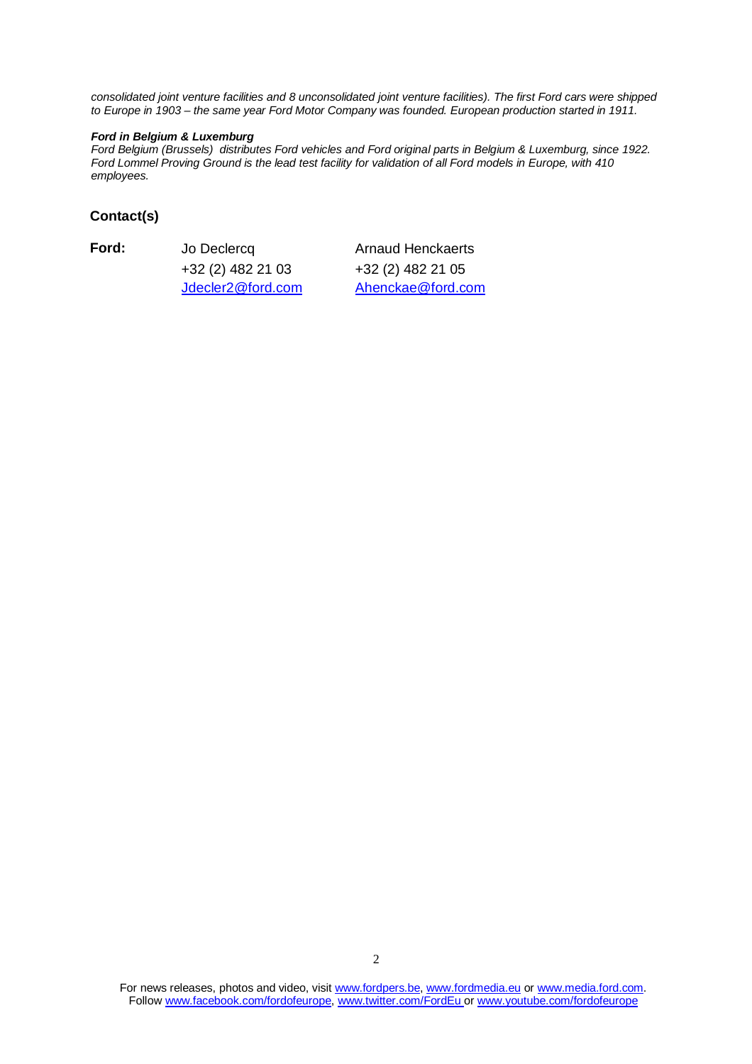*consolidated joint venture facilities and 8 unconsolidated joint venture facilities). The first Ford cars were shipped to Europe in 1903 – the same year Ford Motor Company was founded. European production started in 1911.*

***Ford in Belgium & Luxemburg***

*Ford Belgium (Brussels) distributes Ford vehicles and Ford original parts in Belgium & Luxemburg, since 1922. Ford Lommel Proving Ground is the lead test facility for validation of all Ford models in Europe, with 410 employees.*

## Contact(s)

| | | |
|---|---|---|
| **Ford:** | Jo Declercq | Arnaud Henckaerts |
| | +32 (2) 482 21 03 | +32 (2) 482 21 05 |
| | Jdecler2@ford.com | Ahenckae@ford.com |

For news releases, photos and video, visit www.fordpers.be, www.fordmedia.eu or www.media.ford.com.
Follow www.facebook.com/fordofeurope, www.twitter.com/FordEu or www.youtube.com/fordofeurope